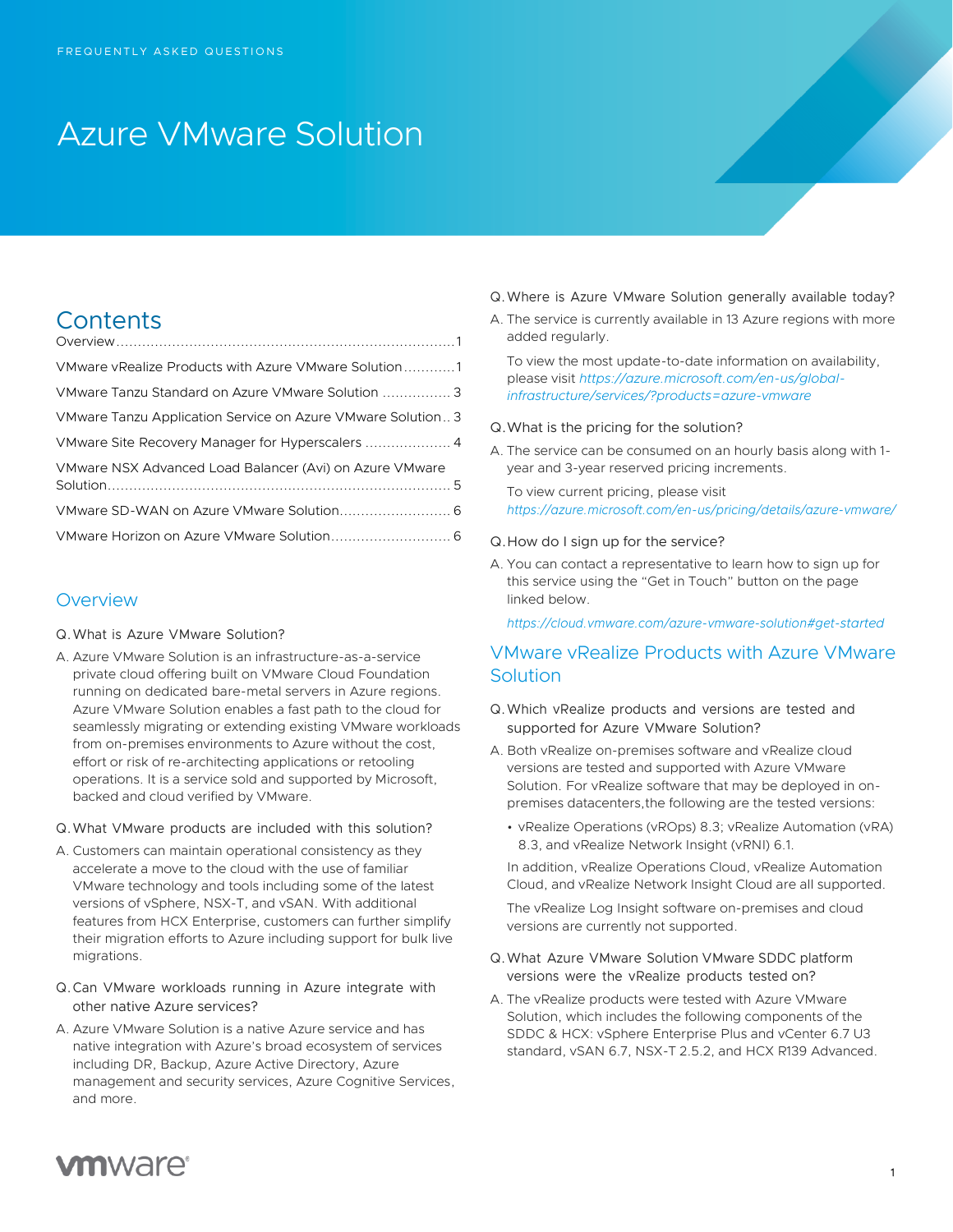FREQUENTLY ASKED QUESTIONS

# Azure VMware Solution

## Contents

Overview ........................................................................ 1

VMware vRealize Products with Azure VMware Solution ............ 1

VMware Tanzu Standard on Azure VMware Solution ................ 3

VMware Tanzu Application Service on Azure VMware Solution .. 3

VMware Site Recovery Manager for Hyperscalers .................... 4

VMware NSX Advanced Load Balancer (Avi) on Azure VMware Solution ........................................................................ 5

VMware SD-WAN on Azure VMware Solution .......................... 6

VMware Horizon on Azure VMware Solution ........................... 6

## Overview

Q. What is Azure VMware Solution?

A. Azure VMware Solution is an infrastructure-as-a-service private cloud offering built on VMware Cloud Foundation running on dedicated bare-metal servers in Azure regions. Azure VMware Solution enables a fast path to the cloud for seamlessly migrating or extending existing VMware workloads from on-premises environments to Azure without the cost, effort or risk of re-architecting applications or retooling operations. It is a service sold and supported by Microsoft, backed and cloud verified by VMware.

Q. What VMware products are included with this solution?

A. Customers can maintain operational consistency as they accelerate a move to the cloud with the use of familiar VMware technology and tools including some of the latest versions of vSphere, NSX-T, and vSAN. With additional features from HCX Enterprise, customers can further simplify their migration efforts to Azure including support for bulk live migrations.

Q. Can VMware workloads running in Azure integrate with other native Azure services?

A. Azure VMware Solution is a native Azure service and has native integration with Azure's broad ecosystem of services including DR, Backup, Azure Active Directory, Azure management and security services, Azure Cognitive Services, and more.

Q. Where is Azure VMware Solution generally available today?

A. The service is currently available in 13 Azure regions with more added regularly.

To view the most update-to-date information on availability, please visit *https://azure.microsoft.com/en-us/global-infrastructure/services/?products=azure-vmware*

Q. What is the pricing for the solution?

A. The service can be consumed on an hourly basis along with 1-year and 3-year reserved pricing increments.

To view current pricing, please visit *https://azure.microsoft.com/en-us/pricing/details/azure-vmware/*

Q. How do I sign up for the service?

A. You can contact a representative to learn how to sign up for this service using the "Get in Touch" button on the page linked below.

*https://cloud.vmware.com/azure-vmware-solution#get-started*

## VMware vRealize Products with Azure VMware Solution

Q. Which vRealize products and versions are tested and supported for Azure VMware Solution?

A. Both vRealize on-premises software and vRealize cloud versions are tested and supported with Azure VMware Solution. For vRealize software that may be deployed in on-premises datacenters,the following are the tested versions:

- vRealize Operations (vROps) 8.3; vRealize Automation (vRA) 8.3, and vRealize Network Insight (vRNI) 6.1.

In addition, vRealize Operations Cloud, vRealize Automation Cloud, and vRealize Network Insight Cloud are all supported.

The vRealize Log Insight software on-premises and cloud versions are currently not supported.

Q. What Azure VMware Solution VMware SDDC platform versions were the vRealize products tested on?

A. The vRealize products were tested with Azure VMware Solution, which includes the following components of the SDDC & HCX: vSphere Enterprise Plus and vCenter 6.7 U3 standard, vSAN 6.7, NSX-T 2.5.2, and HCX R139 Advanced.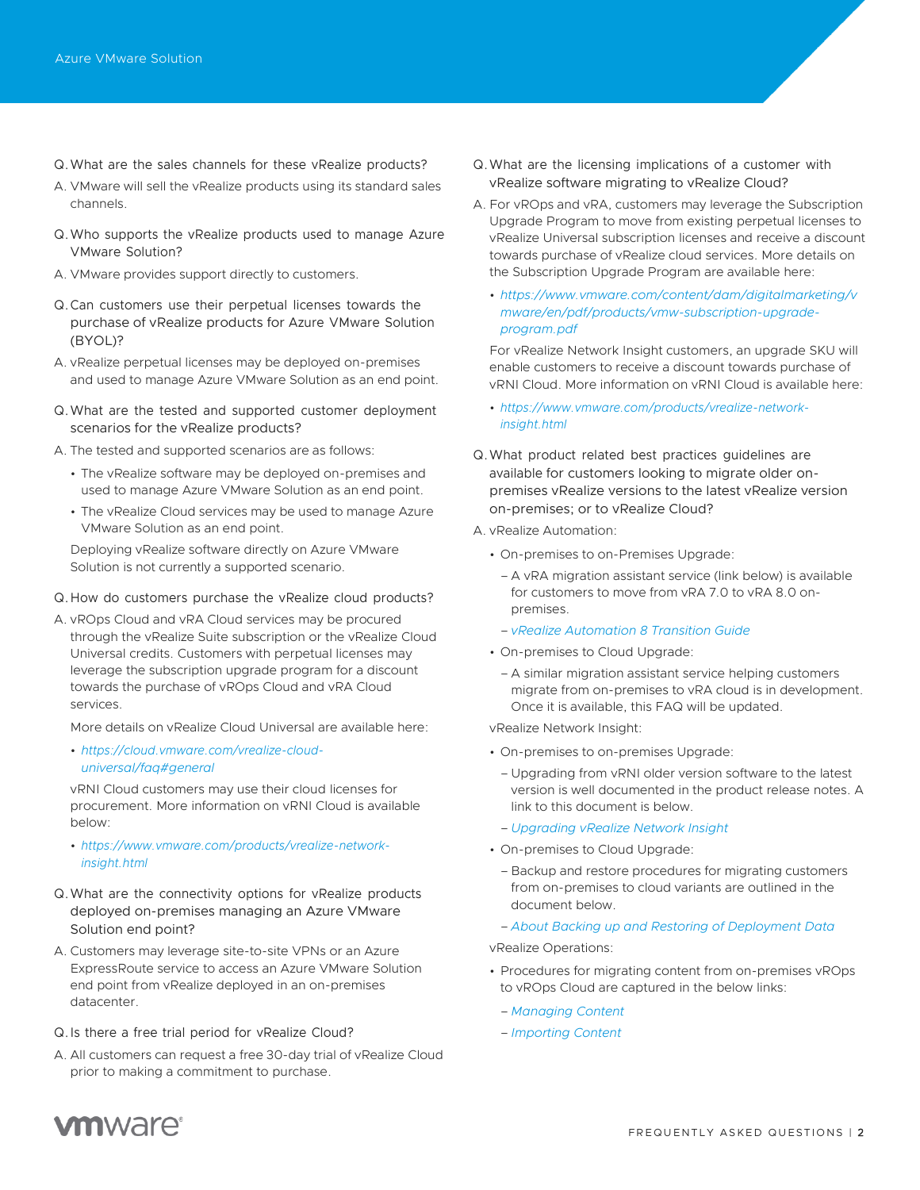Q. What are the sales channels for these vRealize products?

A. VMware will sell the vRealize products using its standard sales channels.

Q. Who supports the vRealize products used to manage Azure VMware Solution?

A. VMware provides support directly to customers.

Q. Can customers use their perpetual licenses towards the purchase of vRealize products for Azure VMware Solution (BYOL)?

A. vRealize perpetual licenses may be deployed on-premises and used to manage Azure VMware Solution as an end point.

Q. What are the tested and supported customer deployment scenarios for the vRealize products?

A. The tested and supported scenarios are as follows:

- The vRealize software may be deployed on-premises and used to manage Azure VMware Solution as an end point.
- The vRealize Cloud services may be used to manage Azure VMware Solution as an end point.

Deploying vRealize software directly on Azure VMware Solution is not currently a supported scenario.

Q. How do customers purchase the vRealize cloud products?

A. vROps Cloud and vRA Cloud services may be procured through the vRealize Suite subscription or the vRealize Cloud Universal credits. Customers with perpetual licenses may leverage the subscription upgrade program for a discount towards the purchase of vROps Cloud and vRA Cloud services.

More details on vRealize Cloud Universal are available here:

- *https://cloud.vmware.com/vrealize-cloud-universal/faq#general*

vRNI Cloud customers may use their cloud licenses for procurement. More information on vRNI Cloud is available below:

- *https://www.vmware.com/products/vrealize-network-insight.html*

Q. What are the connectivity options for vRealize products deployed on-premises managing an Azure VMware Solution end point?

A. Customers may leverage site-to-site VPNs or an Azure ExpressRoute service to access an Azure VMware Solution end point from vRealize deployed in an on-premises datacenter.

Q. Is there a free trial period for vRealize Cloud?

A. All customers can request a free 30-day trial of vRealize Cloud prior to making a commitment to purchase.

Q. What are the licensing implications of a customer with vRealize software migrating to vRealize Cloud?

A. For vROps and vRA, customers may leverage the Subscription Upgrade Program to move from existing perpetual licenses to vRealize Universal subscription licenses and receive a discount towards purchase of vRealize cloud services. More details on the Subscription Upgrade Program are available here:

- *https://www.vmware.com/content/dam/digitalmarketing/vmware/en/pdf/products/vmw-subscription-upgrade-program.pdf*

For vRealize Network Insight customers, an upgrade SKU will enable customers to receive a discount towards purchase of vRNI Cloud. More information on vRNI Cloud is available here:

- *https://www.vmware.com/products/vrealize-network-insight.html*

Q. What product related best practices guidelines are available for customers looking to migrate older on-premises vRealize versions to the latest vRealize version on-premises; or to vRealize Cloud?

A. vRealize Automation:

- On-premises to on-Premises Upgrade:
  - A vRA migration assistant service (link below) is available for customers to move from vRA 7.0 to vRA 8.0 on-premises.
  - *vRealize Automation 8 Transition Guide*
- On-premises to Cloud Upgrade:
  - A similar migration assistant service helping customers migrate from on-premises to vRA cloud is in development. Once it is available, this FAQ will be updated.

vRealize Network Insight:

- On-premises to on-premises Upgrade:
  - Upgrading from vRNI older version software to the latest version is well documented in the product release notes. A link to this document is below.
  - *Upgrading vRealize Network Insight*
- On-premises to Cloud Upgrade:
  - Backup and restore procedures for migrating customers from on-premises to cloud variants are outlined in the document below.
  - *About Backing up and Restoring of Deployment Data*

vRealize Operations:

- Procedures for migrating content from on-premises vROps to vROps Cloud are captured in the below links:
  - *Managing Content*
  - *Importing Content*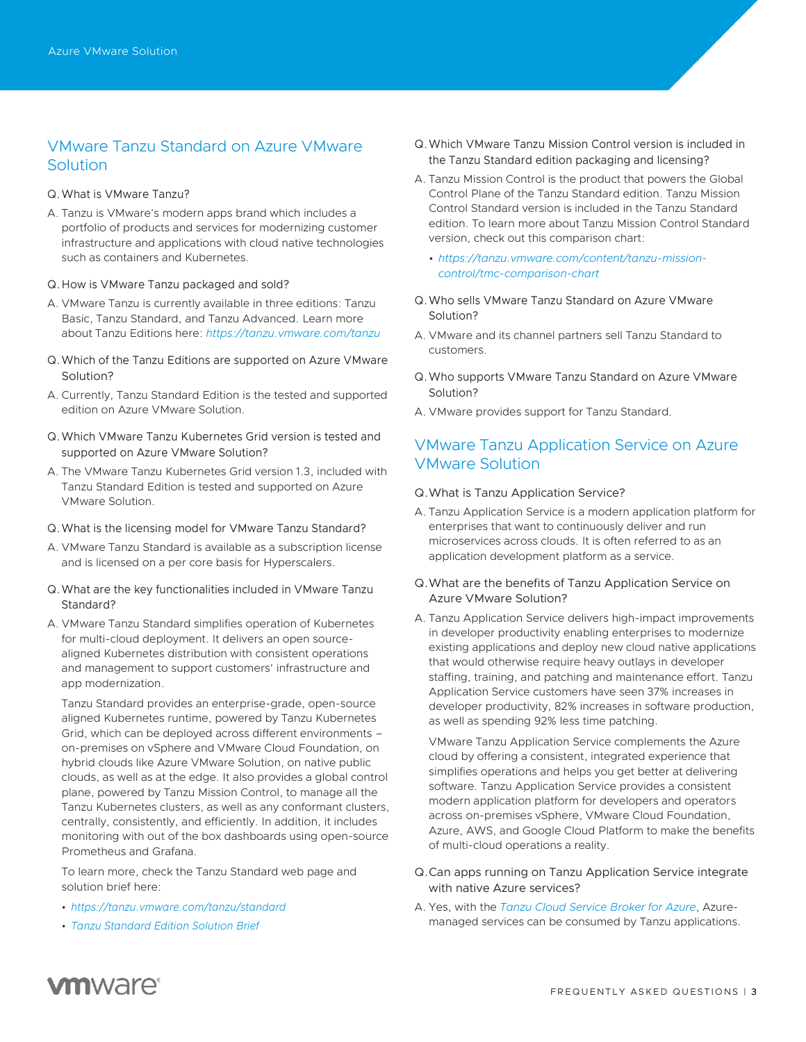## VMware Tanzu Standard on Azure VMware Solution

Q. What is VMware Tanzu?

A. Tanzu is VMware's modern apps brand which includes a portfolio of products and services for modernizing customer infrastructure and applications with cloud native technologies such as containers and Kubernetes.

Q. How is VMware Tanzu packaged and sold?

A. VMware Tanzu is currently available in three editions: Tanzu Basic, Tanzu Standard, and Tanzu Advanced. Learn more about Tanzu Editions here: *https://tanzu.vmware.com/tanzu*

Q. Which of the Tanzu Editions are supported on Azure VMware Solution?

A. Currently, Tanzu Standard Edition is the tested and supported edition on Azure VMware Solution.

Q. Which VMware Tanzu Kubernetes Grid version is tested and supported on Azure VMware Solution?

A. The VMware Tanzu Kubernetes Grid version 1.3, included with Tanzu Standard Edition is tested and supported on Azure VMware Solution.

Q. What is the licensing model for VMware Tanzu Standard?

A. VMware Tanzu Standard is available as a subscription license and is licensed on a per core basis for Hyperscalers.

Q. What are the key functionalities included in VMware Tanzu Standard?

A. VMware Tanzu Standard simplifies operation of Kubernetes for multi-cloud deployment. It delivers an open source-aligned Kubernetes distribution with consistent operations and management to support customers' infrastructure and app modernization.

Tanzu Standard provides an enterprise-grade, open-source aligned Kubernetes runtime, powered by Tanzu Kubernetes Grid, which can be deployed across different environments – on-premises on vSphere and VMware Cloud Foundation, on hybrid clouds like Azure VMware Solution, on native public clouds, as well as at the edge. It also provides a global control plane, powered by Tanzu Mission Control, to manage all the Tanzu Kubernetes clusters, as well as any conformant clusters, centrally, consistently, and efficiently. In addition, it includes monitoring with out of the box dashboards using open-source Prometheus and Grafana.

To learn more, check the Tanzu Standard web page and solution brief here:

- *https://tanzu.vmware.com/tanzu/standard*
- *Tanzu Standard Edition Solution Brief*

Q. Which VMware Tanzu Mission Control version is included in the Tanzu Standard edition packaging and licensing?

A. Tanzu Mission Control is the product that powers the Global Control Plane of the Tanzu Standard edition. Tanzu Mission Control Standard version is included in the Tanzu Standard edition. To learn more about Tanzu Mission Control Standard version, check out this comparison chart:

- *https://tanzu.vmware.com/content/tanzu-mission-control/tmc-comparison-chart*

Q. Who sells VMware Tanzu Standard on Azure VMware Solution?

A. VMware and its channel partners sell Tanzu Standard to customers.

Q. Who supports VMware Tanzu Standard on Azure VMware Solution?

A. VMware provides support for Tanzu Standard.

## VMware Tanzu Application Service on Azure VMware Solution

Q. What is Tanzu Application Service?

A. Tanzu Application Service is a modern application platform for enterprises that want to continuously deliver and run microservices across clouds. It is often referred to as an application development platform as a service.

Q. What are the benefits of Tanzu Application Service on Azure VMware Solution?

A. Tanzu Application Service delivers high-impact improvements in developer productivity enabling enterprises to modernize existing applications and deploy new cloud native applications that would otherwise require heavy outlays in developer staffing, training, and patching and maintenance effort. Tanzu Application Service customers have seen 37% increases in developer productivity, 82% increases in software production, as well as spending 92% less time patching.

VMware Tanzu Application Service complements the Azure cloud by offering a consistent, integrated experience that simplifies operations and helps you get better at delivering software. Tanzu Application Service provides a consistent modern application platform for developers and operators across on-premises vSphere, VMware Cloud Foundation, Azure, AWS, and Google Cloud Platform to make the benefits of multi-cloud operations a reality.

Q. Can apps running on Tanzu Application Service integrate with native Azure services?

A. Yes, with the *Tanzu Cloud Service Broker for Azure*, Azure-managed services can be consumed by Tanzu applications.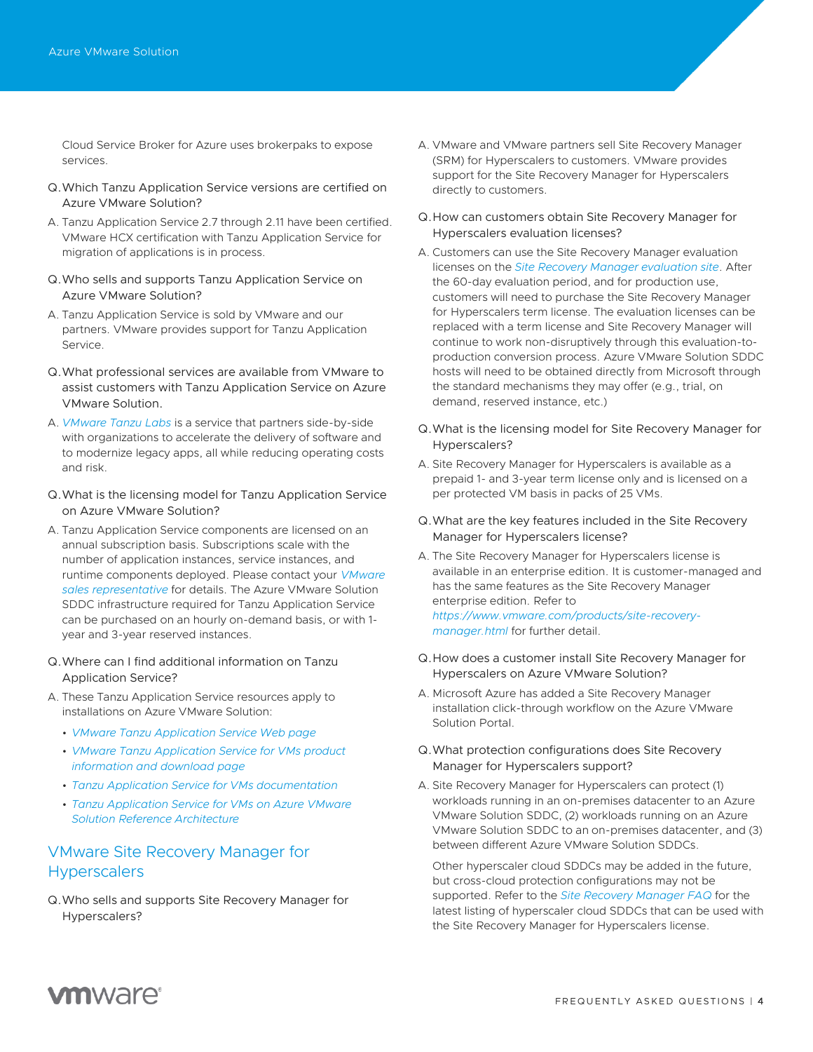Cloud Service Broker for Azure uses brokerpaks to expose services.

Q. Which Tanzu Application Service versions are certified on Azure VMware Solution?

A. Tanzu Application Service 2.7 through 2.11 have been certified. VMware HCX certification with Tanzu Application Service for migration of applications is in process.

Q. Who sells and supports Tanzu Application Service on Azure VMware Solution?

A. Tanzu Application Service is sold by VMware and our partners. VMware provides support for Tanzu Application Service.

Q. What professional services are available from VMware to assist customers with Tanzu Application Service on Azure VMware Solution.

A. *VMware Tanzu Labs* is a service that partners side-by-side with organizations to accelerate the delivery of software and to modernize legacy apps, all while reducing operating costs and risk.

Q. What is the licensing model for Tanzu Application Service on Azure VMware Solution?

A. Tanzu Application Service components are licensed on an annual subscription basis. Subscriptions scale with the number of application instances, service instances, and runtime components deployed. Please contact your *VMware sales representative* for details. The Azure VMware Solution SDDC infrastructure required for Tanzu Application Service can be purchased on an hourly on-demand basis, or with 1-year and 3-year reserved instances.

Q. Where can I find additional information on Tanzu Application Service?

A. These Tanzu Application Service resources apply to installations on Azure VMware Solution:

- *VMware Tanzu Application Service Web page*
- *VMware Tanzu Application Service for VMs product information and download page*
- *Tanzu Application Service for VMs documentation*
- *Tanzu Application Service for VMs on Azure VMware Solution Reference Architecture*

## VMware Site Recovery Manager for Hyperscalers

Q. Who sells and supports Site Recovery Manager for Hyperscalers?

A. VMware and VMware partners sell Site Recovery Manager (SRM) for Hyperscalers to customers. VMware provides support for the Site Recovery Manager for Hyperscalers directly to customers.

Q. How can customers obtain Site Recovery Manager for Hyperscalers evaluation licenses?

A. Customers can use the Site Recovery Manager evaluation licenses on the *Site Recovery Manager evaluation site*. After the 60-day evaluation period, and for production use, customers will need to purchase the Site Recovery Manager for Hyperscalers term license. The evaluation licenses can be replaced with a term license and Site Recovery Manager will continue to work non-disruptively through this evaluation-to-production conversion process. Azure VMware Solution SDDC hosts will need to be obtained directly from Microsoft through the standard mechanisms they may offer (e.g., trial, on demand, reserved instance, etc.)

Q. What is the licensing model for Site Recovery Manager for Hyperscalers?

A. Site Recovery Manager for Hyperscalers is available as a prepaid 1- and 3-year term license only and is licensed on a per protected VM basis in packs of 25 VMs.

Q. What are the key features included in the Site Recovery Manager for Hyperscalers license?

A. The Site Recovery Manager for Hyperscalers license is available in an enterprise edition. It is customer-managed and has the same features as the Site Recovery Manager enterprise edition. Refer to *https://www.vmware.com/products/site-recovery-manager.html* for further detail.

Q. How does a customer install Site Recovery Manager for Hyperscalers on Azure VMware Solution?

A. Microsoft Azure has added a Site Recovery Manager installation click-through workflow on the Azure VMware Solution Portal.

Q. What protection configurations does Site Recovery Manager for Hyperscalers support?

A. Site Recovery Manager for Hyperscalers can protect (1) workloads running in an on-premises datacenter to an Azure VMware Solution SDDC, (2) workloads running on an Azure VMware Solution SDDC to an on-premises datacenter, and (3) between different Azure VMware Solution SDDCs.

Other hyperscaler cloud SDDCs may be added in the future, but cross-cloud protection configurations may not be supported. Refer to the *Site Recovery Manager FAQ* for the latest listing of hyperscaler cloud SDDCs that can be used with the Site Recovery Manager for Hyperscalers license.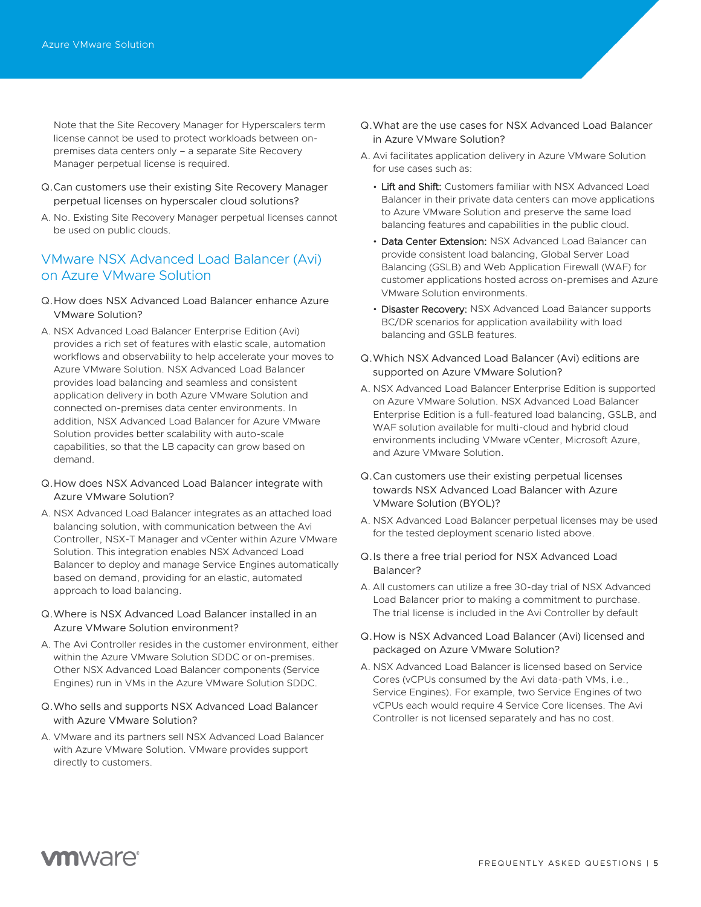Note that the Site Recovery Manager for Hyperscalers term license cannot be used to protect workloads between on-premises data centers only – a separate Site Recovery Manager perpetual license is required.

Q. Can customers use their existing Site Recovery Manager perpetual licenses on hyperscaler cloud solutions?

A. No. Existing Site Recovery Manager perpetual licenses cannot be used on public clouds.

## VMware NSX Advanced Load Balancer (Avi) on Azure VMware Solution

Q. How does NSX Advanced Load Balancer enhance Azure VMware Solution?

A. NSX Advanced Load Balancer Enterprise Edition (Avi) provides a rich set of features with elastic scale, automation workflows and observability to help accelerate your moves to Azure VMware Solution. NSX Advanced Load Balancer provides load balancing and seamless and consistent application delivery in both Azure VMware Solution and connected on-premises data center environments. In addition, NSX Advanced Load Balancer for Azure VMware Solution provides better scalability with auto-scale capabilities, so that the LB capacity can grow based on demand.

Q. How does NSX Advanced Load Balancer integrate with Azure VMware Solution?

A. NSX Advanced Load Balancer integrates as an attached load balancing solution, with communication between the Avi Controller, NSX-T Manager and vCenter within Azure VMware Solution. This integration enables NSX Advanced Load Balancer to deploy and manage Service Engines automatically based on demand, providing for an elastic, automated approach to load balancing.

Q. Where is NSX Advanced Load Balancer installed in an Azure VMware Solution environment?

A. The Avi Controller resides in the customer environment, either within the Azure VMware Solution SDDC or on-premises. Other NSX Advanced Load Balancer components (Service Engines) run in VMs in the Azure VMware Solution SDDC.

Q. Who sells and supports NSX Advanced Load Balancer with Azure VMware Solution?

A. VMware and its partners sell NSX Advanced Load Balancer with Azure VMware Solution. VMware provides support directly to customers.

Q. What are the use cases for NSX Advanced Load Balancer in Azure VMware Solution?

A. Avi facilitates application delivery in Azure VMware Solution for use cases such as:

- Lift and Shift: Customers familiar with NSX Advanced Load Balancer in their private data centers can move applications to Azure VMware Solution and preserve the same load balancing features and capabilities in the public cloud.
- Data Center Extension: NSX Advanced Load Balancer can provide consistent load balancing, Global Server Load Balancing (GSLB) and Web Application Firewall (WAF) for customer applications hosted across on-premises and Azure VMware Solution environments.
- Disaster Recovery: NSX Advanced Load Balancer supports BC/DR scenarios for application availability with load balancing and GSLB features.

Q. Which NSX Advanced Load Balancer (Avi) editions are supported on Azure VMware Solution?

A. NSX Advanced Load Balancer Enterprise Edition is supported on Azure VMware Solution. NSX Advanced Load Balancer Enterprise Edition is a full-featured load balancing, GSLB, and WAF solution available for multi-cloud and hybrid cloud environments including VMware vCenter, Microsoft Azure, and Azure VMware Solution.

Q. Can customers use their existing perpetual licenses towards NSX Advanced Load Balancer with Azure VMware Solution (BYOL)?

A. NSX Advanced Load Balancer perpetual licenses may be used for the tested deployment scenario listed above.

Q. Is there a free trial period for NSX Advanced Load Balancer?

A. All customers can utilize a free 30-day trial of NSX Advanced Load Balancer prior to making a commitment to purchase. The trial license is included in the Avi Controller by default

Q. How is NSX Advanced Load Balancer (Avi) licensed and packaged on Azure VMware Solution?

A. NSX Advanced Load Balancer is licensed based on Service Cores (vCPUs consumed by the Avi data-path VMs, i.e., Service Engines). For example, two Service Engines of two vCPUs each would require 4 Service Core licenses. The Avi Controller is not licensed separately and has no cost.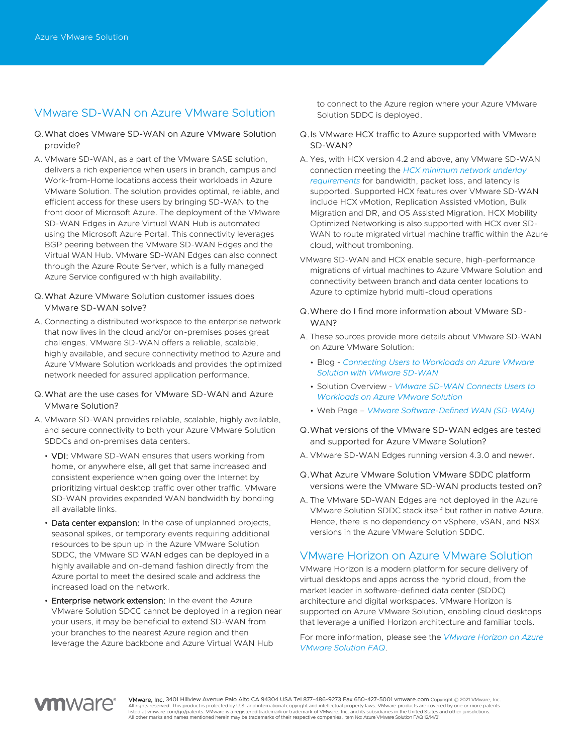## VMware SD-WAN on Azure VMware Solution

Q. What does VMware SD-WAN on Azure VMware Solution provide?

A. VMware SD-WAN, as a part of the VMware SASE solution, delivers a rich experience when users in branch, campus and Work-from-Home locations access their workloads in Azure VMware Solution. The solution provides optimal, reliable, and efficient access for these users by bringing SD-WAN to the front door of Microsoft Azure. The deployment of the VMware SD-WAN Edges in Azure Virtual WAN Hub is automated using the Microsoft Azure Portal. This connectivity leverages BGP peering between the VMware SD-WAN Edges and the Virtual WAN Hub. VMware SD-WAN Edges can also connect through the Azure Route Server, which is a fully managed Azure Service configured with high availability.

Q. What Azure VMware Solution customer issues does VMware SD-WAN solve?

A. Connecting a distributed workspace to the enterprise network that now lives in the cloud and/or on-premises poses great challenges. VMware SD-WAN offers a reliable, scalable, highly available, and secure connectivity method to Azure and Azure VMware Solution workloads and provides the optimized network needed for assured application performance.

Q. What are the use cases for VMware SD-WAN and Azure VMware Solution?

A. VMware SD-WAN provides reliable, scalable, highly available, and secure connectivity to both your Azure VMware Solution SDDCs and on-premises data centers.

- **VDI:** VMware SD-WAN ensures that users working from home, or anywhere else, all get that same increased and consistent experience when going over the Internet by prioritizing virtual desktop traffic over other traffic. VMware SD-WAN provides expanded WAN bandwidth by bonding all available links.
- **Data center expansion:** In the case of unplanned projects, seasonal spikes, or temporary events requiring additional resources to be spun up in the Azure VMware Solution SDDC, the VMware SD WAN edges can be deployed in a highly available and on-demand fashion directly from the Azure portal to meet the desired scale and address the increased load on the network.
- **Enterprise network extension:** In the event the Azure VMware Solution SDCC cannot be deployed in a region near your users, it may be beneficial to extend SD-WAN from your branches to the nearest Azure region and then leverage the Azure backbone and Azure Virtual WAN Hub to connect to the Azure region where your Azure VMware Solution SDDC is deployed.

Q. Is VMware HCX traffic to Azure supported with VMware SD-WAN?

A. Yes, with HCX version 4.2 and above, any VMware SD-WAN connection meeting the *HCX minimum network underlay requirements* for bandwidth, packet loss, and latency is supported. Supported HCX features over VMware SD-WAN include HCX vMotion, Replication Assisted vMotion, Bulk Migration and DR, and OS Assisted Migration. HCX Mobility Optimized Networking is also supported with HCX over SD-WAN to route migrated virtual machine traffic within the Azure cloud, without tromboning.

VMware SD-WAN and HCX enable secure, high-performance migrations of virtual machines to Azure VMware Solution and connectivity between branch and data center locations to Azure to optimize hybrid multi-cloud operations

Q. Where do I find more information about VMware SD-WAN?

A. These sources provide more details about VMware SD-WAN on Azure VMware Solution:

- Blog - *Connecting Users to Workloads on Azure VMware Solution with VMware SD-WAN*
- Solution Overview - *VMware SD-WAN Connects Users to Workloads on Azure VMware Solution*
- Web Page – *VMware Software-Defined WAN (SD-WAN)*

Q. What versions of the VMware SD-WAN edges are tested and supported for Azure VMware Solution?

A. VMware SD-WAN Edges running version 4.3.0 and newer.

Q. What Azure VMware Solution VMware SDDC platform versions were the VMware SD-WAN products tested on?

A. The VMware SD-WAN Edges are not deployed in the Azure VMware Solution SDDC stack itself but rather in native Azure. Hence, there is no dependency on vSphere, vSAN, and NSX versions in the Azure VMware Solution SDDC.

## VMware Horizon on Azure VMware Solution

VMware Horizon is a modern platform for secure delivery of virtual desktops and apps across the hybrid cloud, from the market leader in software-defined data center (SDDC) architecture and digital workspaces. VMware Horizon is supported on Azure VMware Solution, enabling cloud desktops that leverage a unified Horizon architecture and familiar tools.

For more information, please see the *VMware Horizon on Azure VMware Solution FAQ*.

**VMware, Inc.** 3401 Hillview Avenue Palo Alto CA 94304 USA Tel 877-486-9273 Fax 650-427-5001 vmware.com Copyright © 2021 VMware, Inc. All rights reserved. This product is protected by U.S. and international copyright and intellectual property laws. VMware products are covered by one or more patents listed at vmware.com/go/patents. VMware is a registered trademark or trademark of VMware, Inc. and its subsidiaries in the United States and other jurisdictions. All other marks and names mentioned herein may be trademarks of their respective companies. Item No: Azure VMware Solution FAQ 12/14/21